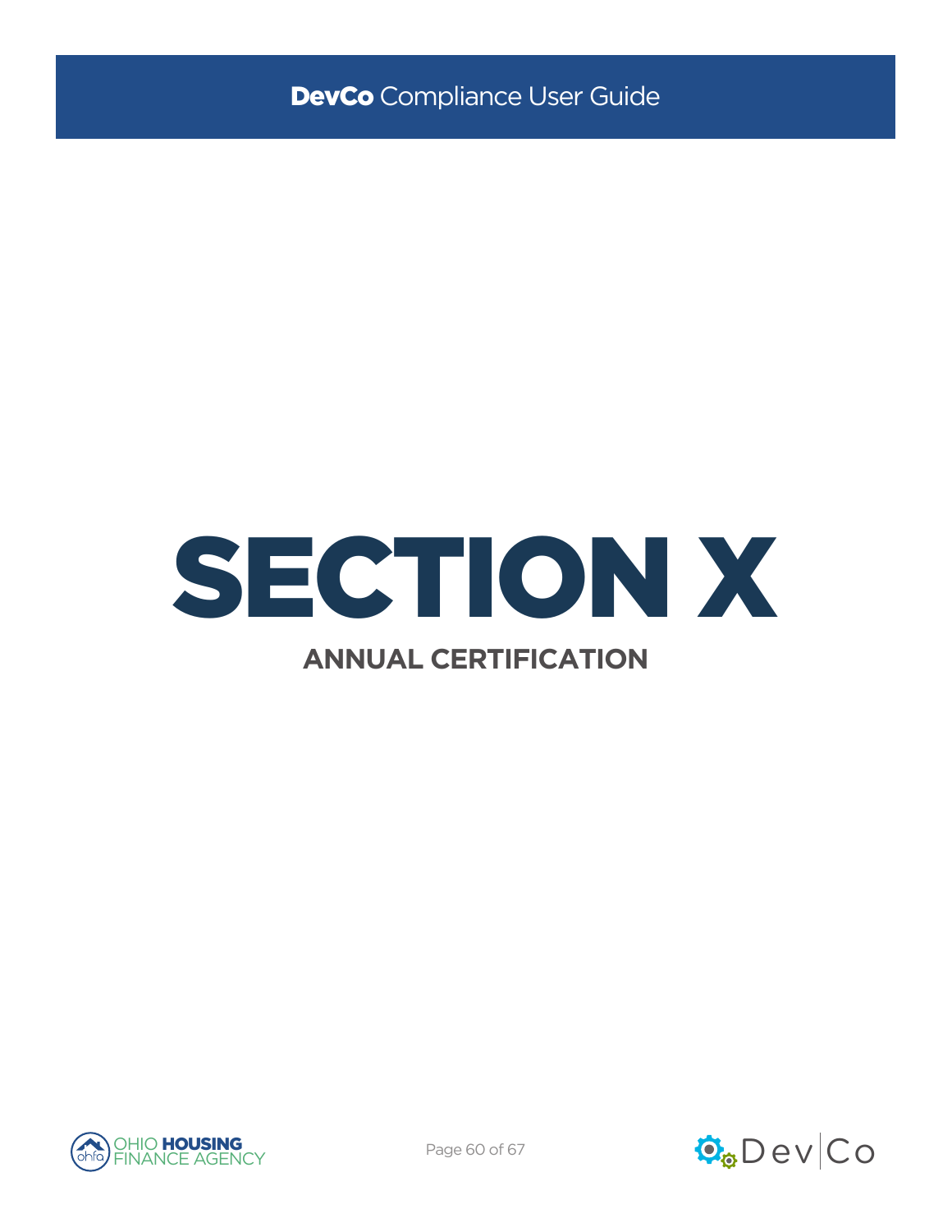# SECTION X

## ANNUAL CERTIFICATION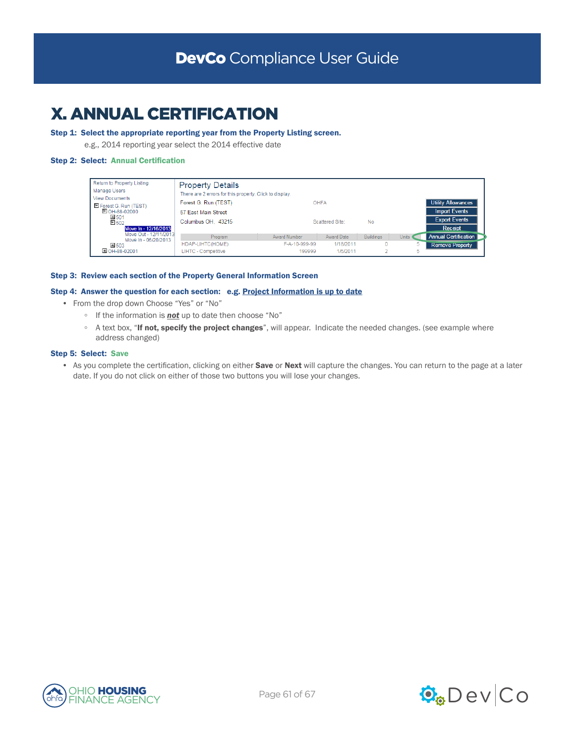# X. ANNUAL CERTIFICATION

**Step 1: Select the appropriate reporting year from the Property Listing screen.**

e.g., 2014 reporting year select the 2014 effective date

**Step 2: Select: Annual Certification**

**Step 3: Review each section of the Property General Information Screen**

**Step 4: Answer the question for each section: e.g. Project Information is up to date**

- From the drop down Choose "Yes" or "No"
  - If the information is ***not*** up to date then choose "No"
  - A text box, "**If not, specify the project changes**", will appear. Indicate the needed changes. (see example where address changed)

**Step 5: Select: Save**

- As you complete the certification, clicking on either **Save** or **Next** will capture the changes. You can return to the page at a later date. If you do not click on either of those two buttons you will lose your changes.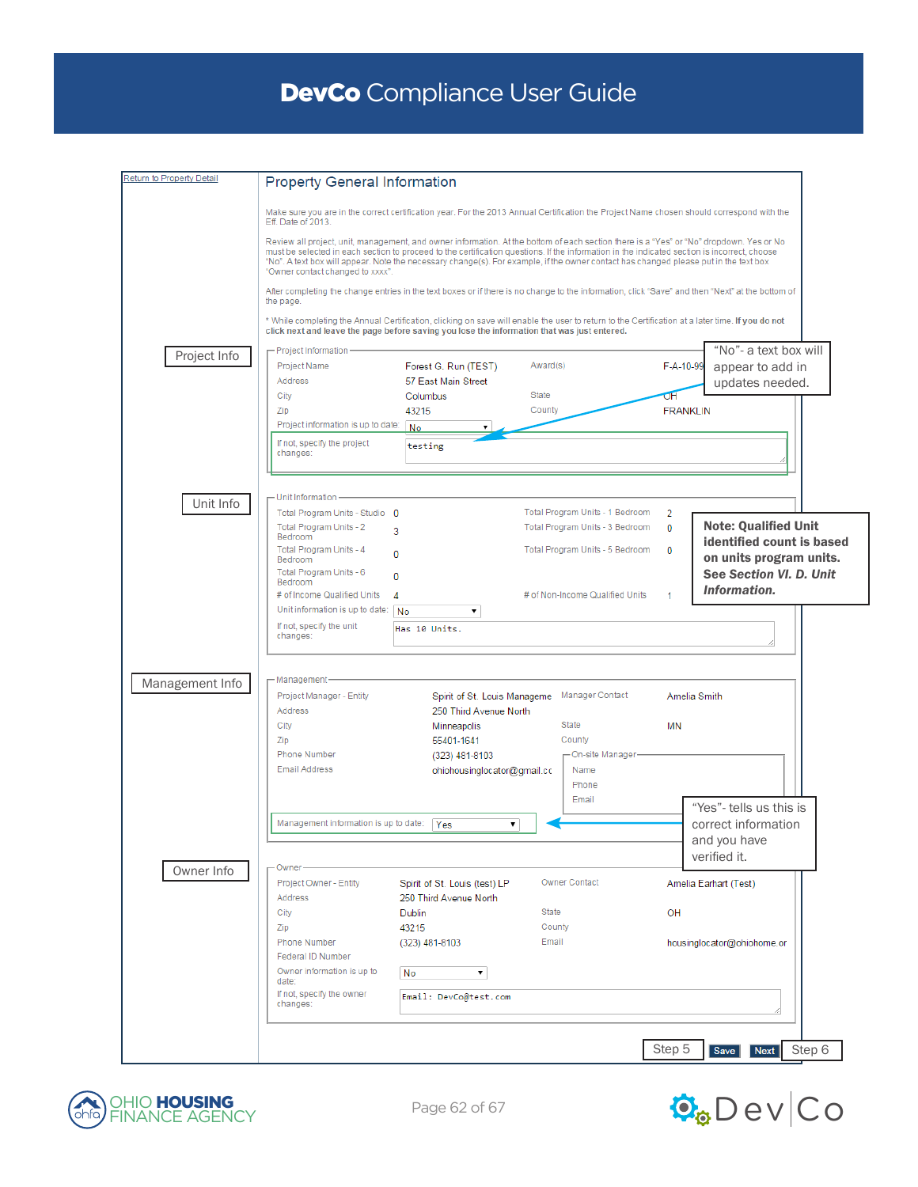Return to Property Detail

## Property General Information

Make sure you are in the correct certification year. For the 2013 Annual Certification the Project Name chosen should correspond with the Eff. Date of 2013.

Review all project, unit, management, and owner information. At the bottom of each section there is a "Yes" or "No" dropdown. Yes or No must be selected in each section to proceed to the certification questions. If the information in the indicated section is incorrect, choose "No". A text box will appear. Note the necessary change(s). For example, if the owner contact has changed please put in the text box "Owner contact changed to xxxx".

After completing the change entries in the text boxes or if there is no change to the information, click "Save" and then "Next" at the bottom of the page.

* While completing the Annual Certification, clicking on save will enable the user to return to the Certification at a later time. **If you do not click next and leave the page before saving you lose the information that was just entered.**

**Project Info**

Project Information

| | | | |
|---|---|---|---|
| Project Name | Forest G. Run (TEST) | Award(s) | F-A-10-99 |
| Address | 57 East Main Street | | |
| City | Columbus | State | OH |
| Zip | 43215 | County | FRANKLIN |
| Project information is up to date: | No | | |
| If not, specify the project changes: | testing | | |

"No"- a text box will appear to add in updates needed.

**Unit Info**

Unit Information

| | | | |
|---|---|---|---|
| Total Program Units - Studio | 0 | Total Program Units - 1 Bedroom | 2 |
| Total Program Units - 2 Bedroom | 3 | Total Program Units - 3 Bedroom | 0 |
| Total Program Units - 4 Bedroom | 0 | Total Program Units - 5 Bedroom | 0 |
| Total Program Units - 6 Bedroom | 0 | | |
| # of Income Qualified Units | 4 | # of Non-Income Qualified Units | 1 |
| Unit information is up to date: | No | | |
| If not, specify the unit changes: | Has 10 Units. | | |

**Note: Qualified Unit identified count is based on units program units. See *Section VI. D. Unit Information.***

**Management Info**

Management

| | | | |
|---|---|---|---|
| Project Manager - Entity | Spirit of St. Louis Manageme | Manager Contact | Amelia Smith |
| Address | 250 Third Avenue North | | |
| City | Minneapolis | State | MN |
| Zip | 55401-1641 | County | |
| Phone Number | (323) 481-8103 | | |
| Email Address | ohiohousinglocator@gmail.cc | | |

On-site Manager: Name / Phone / Email

Management information is up to date: Yes

"Yes"- tells us this is correct information and you have verified it.

**Owner Info**

Owner

| | | | |
|---|---|---|---|
| Project Owner - Entity | Spirit of St. Louis (test) LP | Owner Contact | Amelia Earhart (Test) |
| Address | 250 Third Avenue North | | |
| City | Dublin | State | OH |
| Zip | 43215 | County | |
| Phone Number | (323) 481-8103 | Email | hcusinglocator@ohiohome.or |
| Federal ID Number | | | |
| Owner information is up to date: | No | | |
| If not, specify the owner changes: | Email: DevCo@test.com | | |

Step 5 — Save — Next — Step 6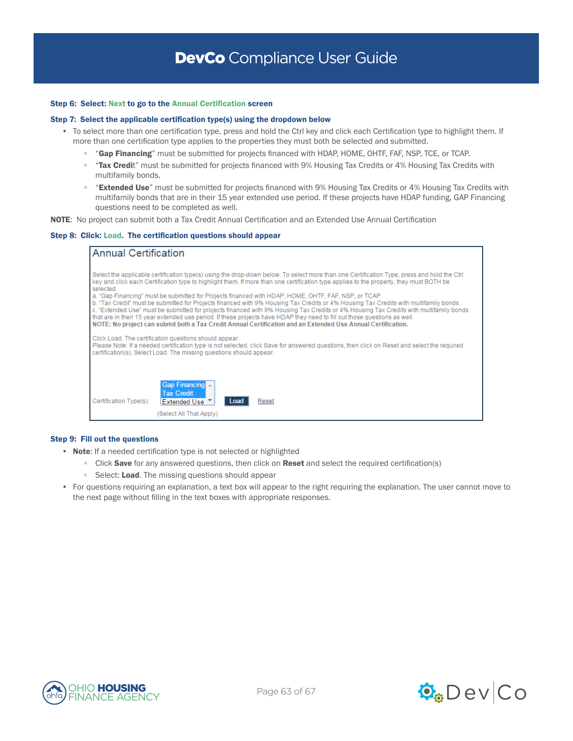**Step 6: Select: Next to go to the Annual Certification screen**

**Step 7: Select the applicable certification type(s) using the dropdown below**

- To select more than one certification type, press and hold the Ctrl key and click each Certification type to highlight them. If more than one certification type applies to the properties they must both be selected and submitted.
  - "**Gap Financing**" must be submitted for projects financed with HDAP, HOME, OHTF, FAF, NSP, TCE, or TCAP.
  - "**Tax Credit**" must be submitted for projects financed with 9% Housing Tax Credits or 4% Housing Tax Credits with multifamily bonds.
  - "**Extended Use**" must be submitted for projects financed with 9% Housing Tax Credits or 4% Housing Tax Credits with multifamily bonds that are in their 15 year extended use period. If these projects have HDAP funding, GAP Financing questions need to be completed as well.

**NOTE**: No project can submit both a Tax Credit Annual Certification and an Extended Use Annual Certification

**Step 8: Click: Load. The certification questions should appear**

> **Annual Certification**
>
> Select the applicable certification type(s) using the drop-down below. To select more than one Certification Type, press and hold the Ctrl key and click each Certification type to highlight them. If more than one certification type applies to the property, they must BOTH be selected.
> a. "Gap Financing" must be submitted for Projects financed with HDAP, HOME, OHTF, FAF, NSP, or TCAP.
> b. "Tax Credit" must be submitted for Projects financed with 9% Housing Tax Credits or 4% Housing Tax Credits with multifamily bonds.
> c. "Extended Use" must be submitted for projects financed with 9% Housing Tax Credits or 4% Housing Tax Credits with multifamily bonds that are in their 15 year extended use period. If these projects have HDAP they need to fill out those questions as well.
> **NOTE: No project can submit both a Tax Credit Annual Certification and an Extended Use Annual Certification.**
>
> Click Load. The certification questions should appear.
> Please Note: If a needed certification type is not selected, click Save for answered questions, then click on Reset and select the required certification(s). Select Load. The missing questions should appear.
>
> Certification Type(s): Gap Financing / Tax Credit / Extended Use — Load — Reset
> (Select All That Apply)

**Step 9: Fill out the questions**

- **Note**: If a needed certification type is not selected or highlighted
  - Click **Save** for any answered questions, then click on **Reset** and select the required certification(s)
  - Select: **Load**. The missing questions should appear
- For questions requiring an explanation, a text box will appear to the right requiring the explanation. The user cannot move to the next page without filling in the text boxes with appropriate responses.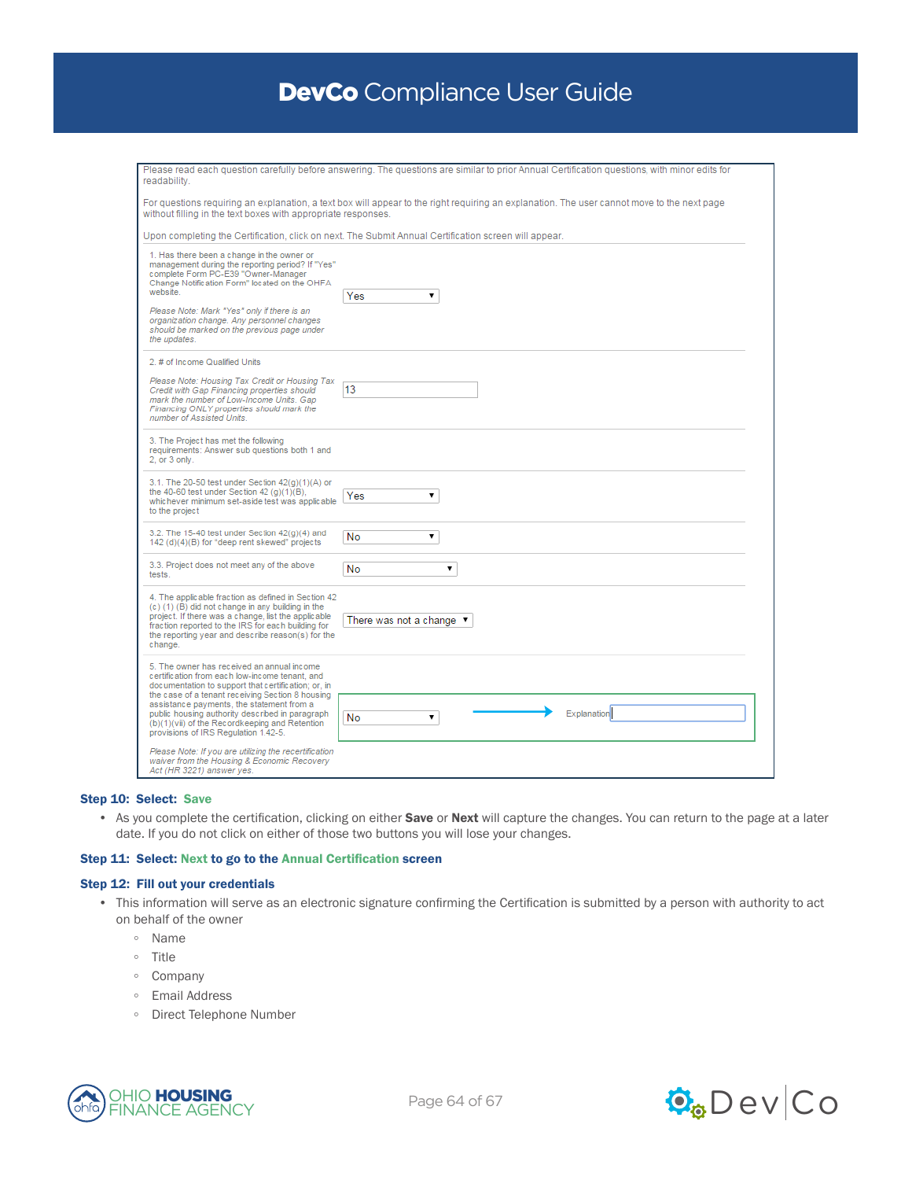Please read each question carefully before answering. The questions are similar to prior Annual Certification questions, with minor edits for readability.

For questions requiring an explanation, a text box will appear to the right requiring an explanation. The user cannot move to the next page without filling in the text boxes with appropriate responses.

Upon completing the Certification, click on next. The Submit Annual Certification screen will appear.

| Question | Response |
|---|---|
| 1. Has there been a change in the owner or management during the reporting period? If "Yes" complete Form PC-E39 "Owner-Manager Change Notification Form" located on the OHFA website. *Please Note: Mark "Yes" only if there is an organization change. Any personnel changes should be marked on the previous page under the updates.* | Yes |
| 2. # of Income Qualified Units *Please Note: Housing Tax Credit or Housing Tax Credit with Gap Financing properties should mark the number of Low-Income Units. Gap Financing ONLY properties should mark the number of Assisted Units.* | 13 |
| 3. The Project has met the following requirements: Answer sub questions both 1 and 2, or 3 only. | |
| 3.1. The 20-50 test under Section 42(g)(1)(A) or the 40-60 test under Section 42 (g)(1)(B), whichever minimum set-aside test was applicable to the project | Yes |
| 3.2. The 15-40 test under Section 42(g)(4) and 142 (d)(4)(B) for "deep rent skewed" projects | No |
| 3.3. Project does not meet any of the above tests. | No |
| 4. The applicable fraction as defined in Section 42 (c) (1) (B) did not change in any building in the project. If there was a change, list the applicable fraction reported to the IRS for each building for the reporting year and describe reason(s) for the change. | There was not a change |
| 5. The owner has received an annual income certification from each low-income tenant, and documentation to support that certification; or, in the case of a tenant receiving Section 8 housing assistance payments, the statement from a public housing authority described in paragraph (b)(1)(vii) of the Recordkeeping and Retention provisions of IRS Regulation 1.42-5. *Please Note: If you are utilizing the recertification waiver from the Housing & Economic Recovery Act (HR 3221) answer yes.* | No → Explanation |

**Step 10: Select: Save**

- As you complete the certification, clicking on either **Save** or **Next** will capture the changes. You can return to the page at a later date. If you do not click on either of those two buttons you will lose your changes.

**Step 11: Select: Next to go to the Annual Certification screen**

**Step 12: Fill out your credentials**

- This information will serve as an electronic signature confirming the Certification is submitted by a person with authority to act on behalf of the owner
  - Name
  - Title
  - Company
  - Email Address
  - Direct Telephone Number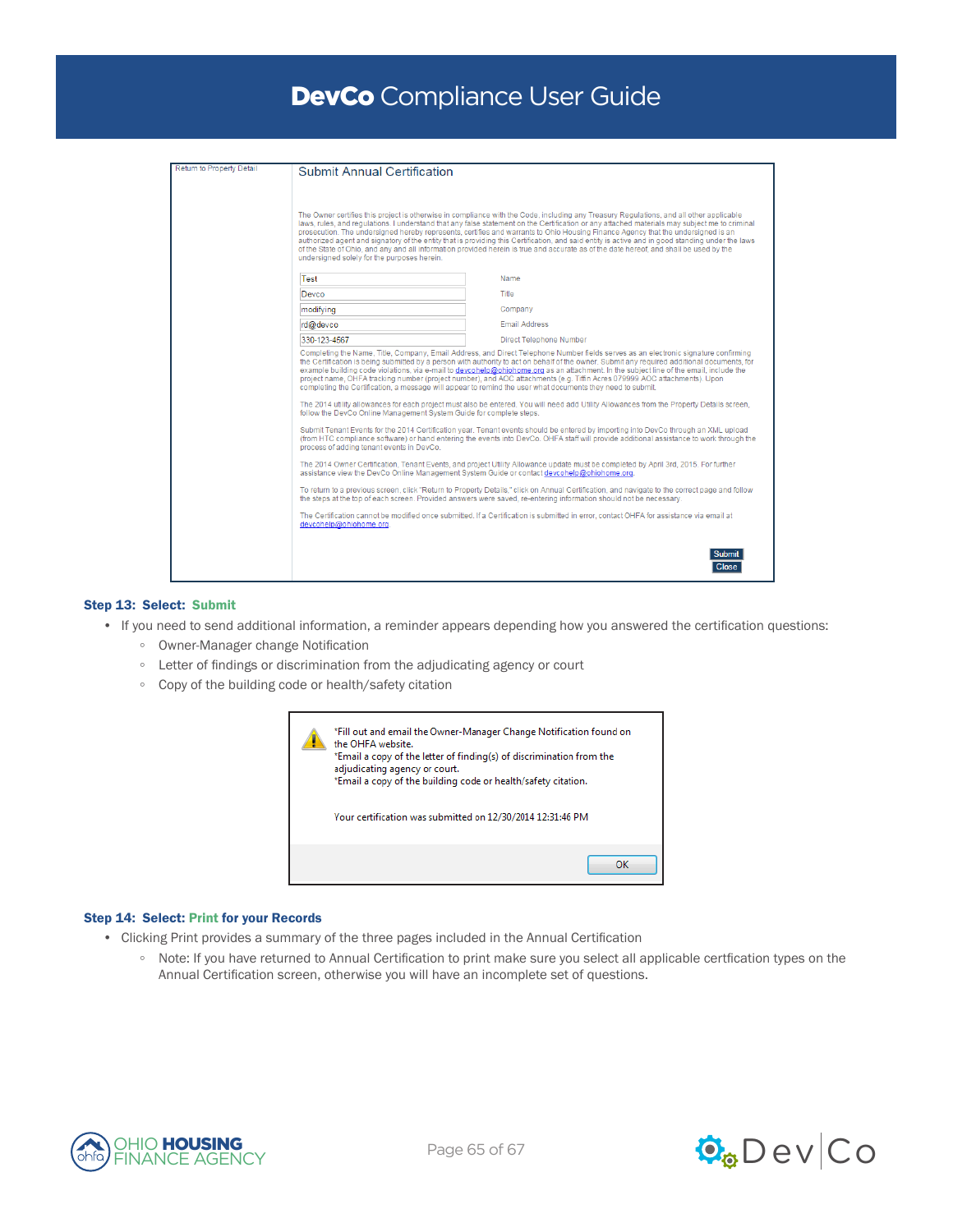Return to Property Detail

Submit Annual Certification

The Owner certifies this project is otherwise in compliance with the Code, including any Treasury Regulations, and all other applicable laws, rules, and regulations. I understand that any false statement on the Certification or any attached materials may subject me to criminal prosecution. The undersigned hereby represents, certifies and warrants to Ohio Housing Finance Agency that the undersigned is an authorized agent and signatory of the entity that is providing this Certification, and said entity is active and in good standing under the laws of the State of Ohio, and any and all information provided herein is true and accurate as of the date hereof, and shall be used by the undersigned solely for the purposes herein.

| | |
|---|---|
| Test | Name |
| Devco | Title |
| modifying | Company |
| rd@devco | Email Address |
| 330-123-4567 | Direct Telephone Number |

Completing the Name, Title, Company, Email Address, and Direct Telephone Number fields serves as an electronic signature confirming the Certification is being submitted by a person with authority to act on behalf of the owner. Submit any required additional documents, for example building code violations, via e-mail to devcohelp@ohiohome.org as an attachment. In the subject line of the email, include the project name, OHFA tracking number (project number), and AOC attachments (e.g. Tiffin Acres 079999 AOC attachments). Upon completing the Certification, a message will appear to remind the user what documents they need to submit.

The 2014 utility allowances for each project must also be entered. You will need add Utility Allowances from the Property Details screen, follow the DevCo Online Management System Guide for complete steps.

Submit Tenant Events for the 2014 Certification year. Tenant events should be entered by importing into DevCo through an XML upload (from HTC compliance software) or hand entering the events into DevCo. OHFA staff will provide additional assistance to work through the process of adding tenant events in DevCo.

The 2014 Owner Certification, Tenant Events, and project Utility Allowance update must be completed by April 3rd, 2015. For further assistance view the DevCo Online Management System Guide or contact devcohelp@ohiohome.org.

To return to a previous screen, click "Return to Property Details," click on Annual Certification, and navigate to the correct page and follow the steps at the top of each screen. Provided answers were saved, re-entering information should not be necessary.

The Certification cannot be modified once submitted. If a Certification is submitted in error, contact OHFA for assistance via email at devcohelp@ohiohome.org

Submit
Close

**Step 13: Select: Submit**

- If you need to send additional information, a reminder appears depending how you answered the certification questions:
  - Owner-Manager change Notification
  - Letter of findings or discrimination from the adjudicating agency or court
  - Copy of the building code or health/safety citation

*Fill out and email the Owner-Manager Change Notification found on the OHFA website.
*Email a copy of the letter of finding(s) of discrimination from the adjudicating agency or court.
*Email a copy of the building code or health/safety citation.

Your certification was submitted on 12/30/2014 12:31:46 PM

OK

**Step 14: Select: Print for your Records**

- Clicking Print provides a summary of the three pages included in the Annual Certification
  - Note: If you have returned to Annual Certification to print make sure you select all applicable cerfication types on the Annual Certification screen, otherwise you will have an incomplete set of questions.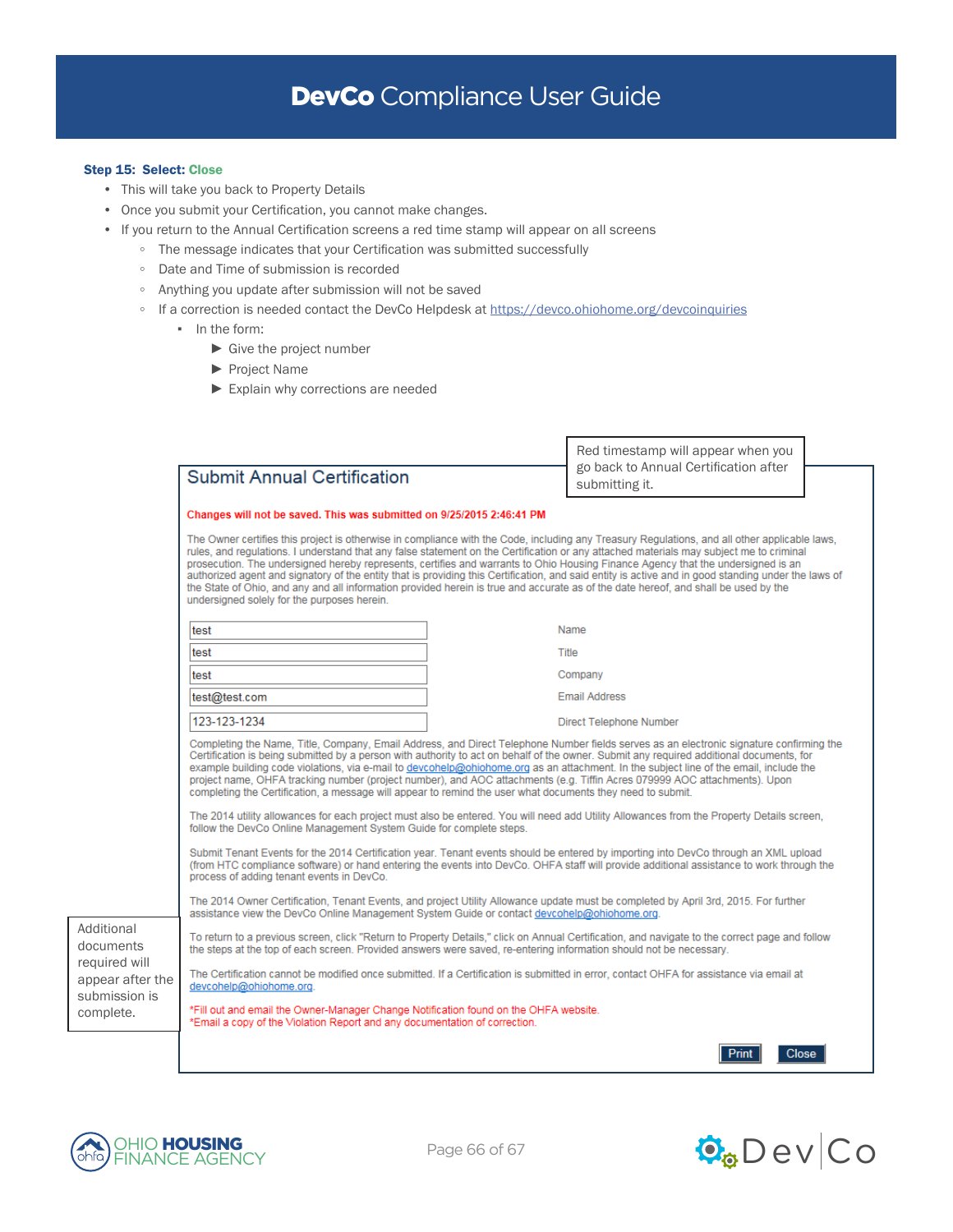**Step 15: Select: Close**

- This will take you back to Property Details
- Once you submit your Certification, you cannot make changes.
- If you return to the Annual Certification screens a red time stamp will appear on all screens
  - The message indicates that your Certification was submitted successfully
  - Date and Time of submission is recorded
  - Anything you update after submission will not be saved
  - If a correction is needed contact the DevCo Helpdesk at https://devco.ohiohome.org/devcoinquiries
    - In the form:
      - Give the project number
      - Project Name
      - Explain why corrections are needed

Red timestamp will appear when you go back to Annual Certification after submitting it.

## Submit Annual Certification

**Changes will not be saved. This was submitted on 9/25/2015 2:46:41 PM**

The Owner certifies this project is otherwise in compliance with the Code, including any Treasury Regulations, and all other applicable laws, rules, and regulations. I understand that any false statement on the Certification or any attached materials may subject me to criminal prosecution. The undersigned hereby represents, certifies and warrants to Ohio Housing Finance Agency that the undersigned is an authorized agent and signatory of the entity that is providing this Certification, and said entity is active and in good standing under the laws of the State of Ohio, and any and all information provided herein is true and accurate as of the date hereof, and shall be used by the undersigned solely for the purposes herein.

| | |
|---|---|
| test | Name |
| test | Title |
| test | Company |
| test@test.com | Email Address |
| 123-123-1234 | Direct Telephone Number |

Completing the Name, Title, Company, Email Address, and Direct Telephone Number fields serves as an electronic signature confirming the Certification is being submitted by a person with authority to act on behalf of the owner. Submit any required additional documents, for example building code violations, via e-mail to devcohelp@ohiohome.org as an attachment. In the subject line of the email, include the project name, OHFA tracking number (project number), and AOC attachments (e.g. Tiffin Acres 079999 AOC attachments). Upon completing the Certification, a message will appear to remind the user what documents they need to submit.

The 2014 utility allowances for each project must also be entered. You will need add Utility Allowances from the Property Details screen, follow the DevCo Online Management System Guide for complete steps.

Submit Tenant Events for the 2014 Certification year. Tenant events should be entered by importing into DevCo through an XML upload (from HTC compliance software) or hand entering the events into DevCo. OHFA staff will provide additional assistance to work through the process of adding tenant events in DevCo.

The 2014 Owner Certification, Tenant Events, and project Utility Allowance update must be completed by April 3rd, 2015. For further assistance view the DevCo Online Management System Guide or contact devcohelp@ohiohome.org.

To return to a previous screen, click "Return to Property Details," click on Annual Certification, and navigate to the correct page and follow the steps at the top of each screen. Provided answers were saved, re-entering information should not be necessary.

The Certification cannot be modified once submitted. If a Certification is submitted in error, contact OHFA for assistance via email at devcohelp@ohiohome.org.

Additional documents required will appear after the submission is complete.

*Fill out and email the Owner-Manager Change Notification found on the OHFA website.
*Email a copy of the Violation Report and any documentation of correction.

Print Close